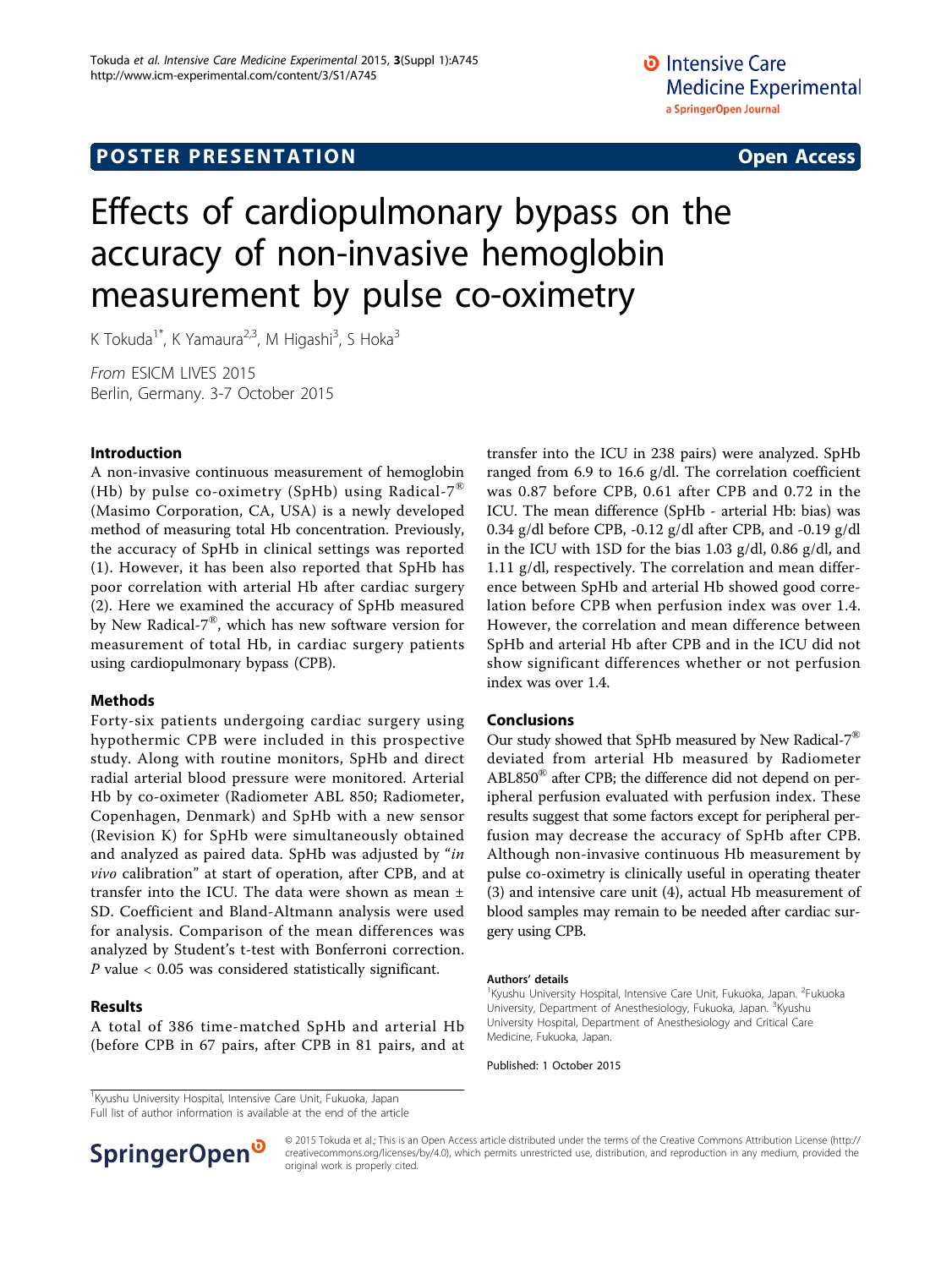POSTER PRESENTATION

Open Access

# Effects of cardiopulmonary bypass on the accuracy of non-invasive hemoglobin measurement by pulse co-oximetry

K Tokuda[1*], K Yamaura[2,3], M Higashi[3], S Hoka[3]

*From* ESICM LIVES 2015
Berlin, Germany. 3-7 October 2015

## Introduction

A non-invasive continuous measurement of hemoglobin (Hb) by pulse co-oximetry (SpHb) using Radical-7® (Masimo Corporation, CA, USA) is a newly developed method of measuring total Hb concentration. Previously, the accuracy of SpHb in clinical settings was reported (1). However, it has been also reported that SpHb has poor correlation with arterial Hb after cardiac surgery (2). Here we examined the accuracy of SpHb measured by New Radical-7®, which has new software version for measurement of total Hb, in cardiac surgery patients using cardiopulmonary bypass (CPB).

## Methods

Forty-six patients undergoing cardiac surgery using hypothermic CPB were included in this prospective study. Along with routine monitors, SpHb and direct radial arterial blood pressure were monitored. Arterial Hb by co-oximeter (Radiometer ABL 850; Radiometer, Copenhagen, Denmark) and SpHb with a new sensor (Revision K) for SpHb were simultaneously obtained and analyzed as paired data. SpHb was adjusted by "*in vivo* calibration" at start of operation, after CPB, and at transfer into the ICU. The data were shown as mean ± SD. Coefficient and Bland-Altmann analysis were used for analysis. Comparison of the mean differences was analyzed by Student's t-test with Bonferroni correction. $P$ value < 0.05 was considered statistically significant.

## Results

A total of 386 time-matched SpHb and arterial Hb (before CPB in 67 pairs, after CPB in 81 pairs, and at transfer into the ICU in 238 pairs) were analyzed. SpHb ranged from 6.9 to 16.6 g/dl. The correlation coefficient was 0.87 before CPB, 0.61 after CPB and 0.72 in the ICU. The mean difference (SpHb - arterial Hb: bias) was 0.34 g/dl before CPB, -0.12 g/dl after CPB, and -0.19 g/dl in the ICU with 1SD for the bias 1.03 g/dl, 0.86 g/dl, and 1.11 g/dl, respectively. The correlation and mean difference between SpHb and arterial Hb showed good correlation before CPB when perfusion index was over 1.4. However, the correlation and mean difference between SpHb and arterial Hb after CPB and in the ICU did not show significant differences whether or not perfusion index was over 1.4.

## Conclusions

Our study showed that SpHb measured by New Radical-7® deviated from arterial Hb measured by Radiometer ABL850® after CPB; the difference did not depend on peripheral perfusion evaluated with perfusion index. These results suggest that some factors except for peripheral perfusion may decrease the accuracy of SpHb after CPB. Although non-invasive continuous Hb measurement by pulse co-oximetry is clinically useful in operating theater (3) and intensive care unit (4), actual Hb measurement of blood samples may remain to be needed after cardiac surgery using CPB.

### Authors' details

[1]Kyushu University Hospital, Intensive Care Unit, Fukuoka, Japan. [2]Fukuoka University, Department of Anesthesiology, Fukuoka, Japan. [3]Kyushu University Hospital, Department of Anesthesiology and Critical Care Medicine, Fukuoka, Japan.

Published: 1 October 2015

[1]Kyushu University Hospital, Intensive Care Unit, Fukuoka, Japan
Full list of author information is available at the end of the article

© 2015 Tokuda et al.; This is an Open Access article distributed under the terms of the Creative Commons Attribution License (http://creativecommons.org/licenses/by/4.0), which permits unrestricted use, distribution, and reproduction in any medium, provided the original work is properly cited.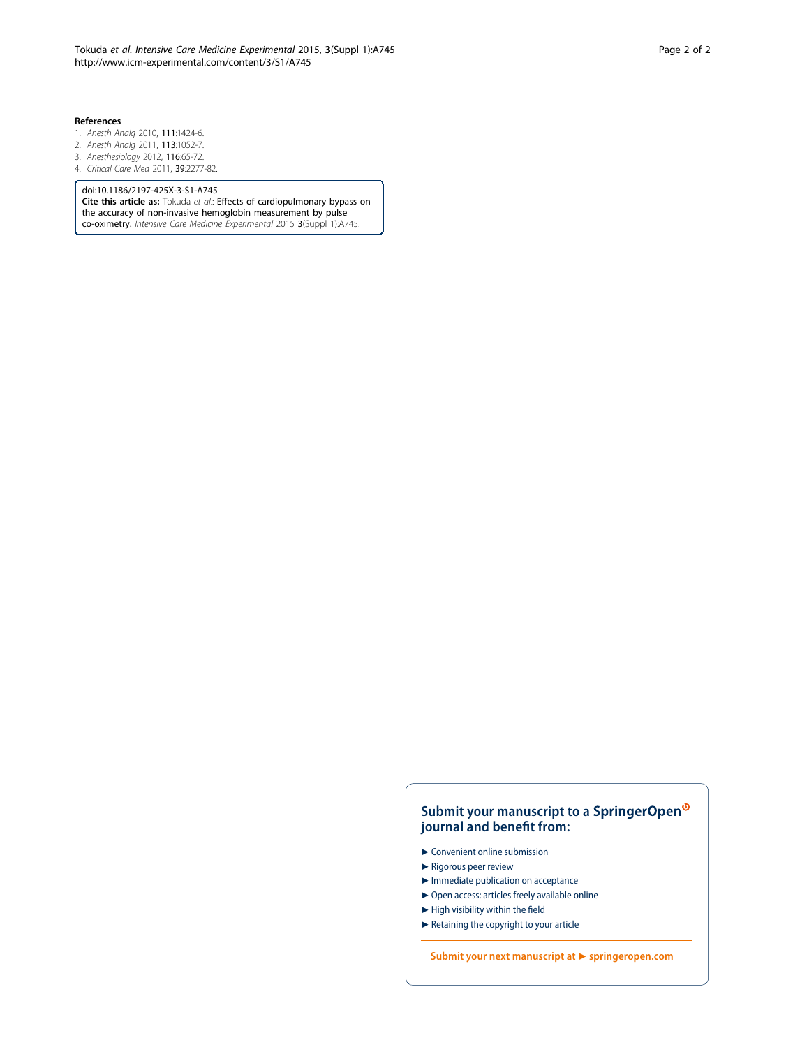### References

1. *Anesth Analg* 2010, **111**:1424-6.
2. *Anesth Analg* 2011, **113**:1052-7.
3. *Anesthesiology* 2012, **116**:65-72.
4. *Critical Care Med* 2011, **39**:2277-82.

doi:10.1186/2197-425X-3-S1-A745
**Cite this article as:** Tokuda *et al.*: Effects of cardiopulmonary bypass on the accuracy of non-invasive hemoglobin measurement by pulse co-oximetry. *Intensive Care Medicine Experimental* 2015 **3**(Suppl 1):A745.

**Submit your manuscript to a SpringerOpen journal and benefit from:**

- ► Convenient online submission
- ► Rigorous peer review
- ► Immediate publication on acceptance
- ► Open access: articles freely available online
- ► High visibility within the field
- ► Retaining the copyright to your article

**Submit your next manuscript at ► springeropen.com**